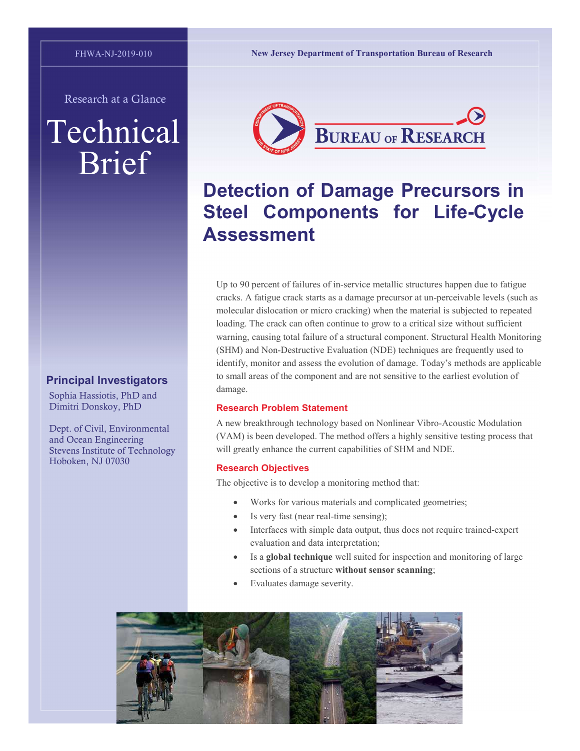FHWA-NJ-2019-010

New Jersey Department of Transportation Bureau of Research

Research at a Glance

# Technical Brief

BUREAU OF RESEARCH

# Detection of Damage Precursors in Steel Components for Life-Cycle Assessment

Up to 90 percent of failures of in-service metallic structures happen due to fatigue cracks. A fatigue crack starts as a damage precursor at un-perceivable levels (such as molecular dislocation or micro cracking) when the material is subjected to repeated loading. The crack can often continue to grow to a critical size without sufficient warning, causing total failure of a structural component. Structural Health Monitoring (SHM) and Non-Destructive Evaluation (NDE) techniques are frequently used to identify, monitor and assess the evolution of damage. Today's methods are applicable to small areas of the component and are not sensitive to the earliest evolution of damage.

## Principal Investigators

Sophia Hassiotis, PhD and Dimitri Donskoy, PhD

Dept. of Civil, Environmental and Ocean Engineering
Stevens Institute of Technology
Hoboken, NJ 07030

## Research Problem Statement

A new breakthrough technology based on Nonlinear Vibro-Acoustic Modulation (VAM) is been developed. The method offers a highly sensitive testing process that will greatly enhance the current capabilities of SHM and NDE.

## Research Objectives

The objective is to develop a monitoring method that:

- Works for various materials and complicated geometries;
- Is very fast (near real-time sensing);
- Interfaces with simple data output, thus does not require trained-expert evaluation and data interpretation;
- Is a **global technique** well suited for inspection and monitoring of large sections of a structure **without sensor scanning**;
- Evaluates damage severity.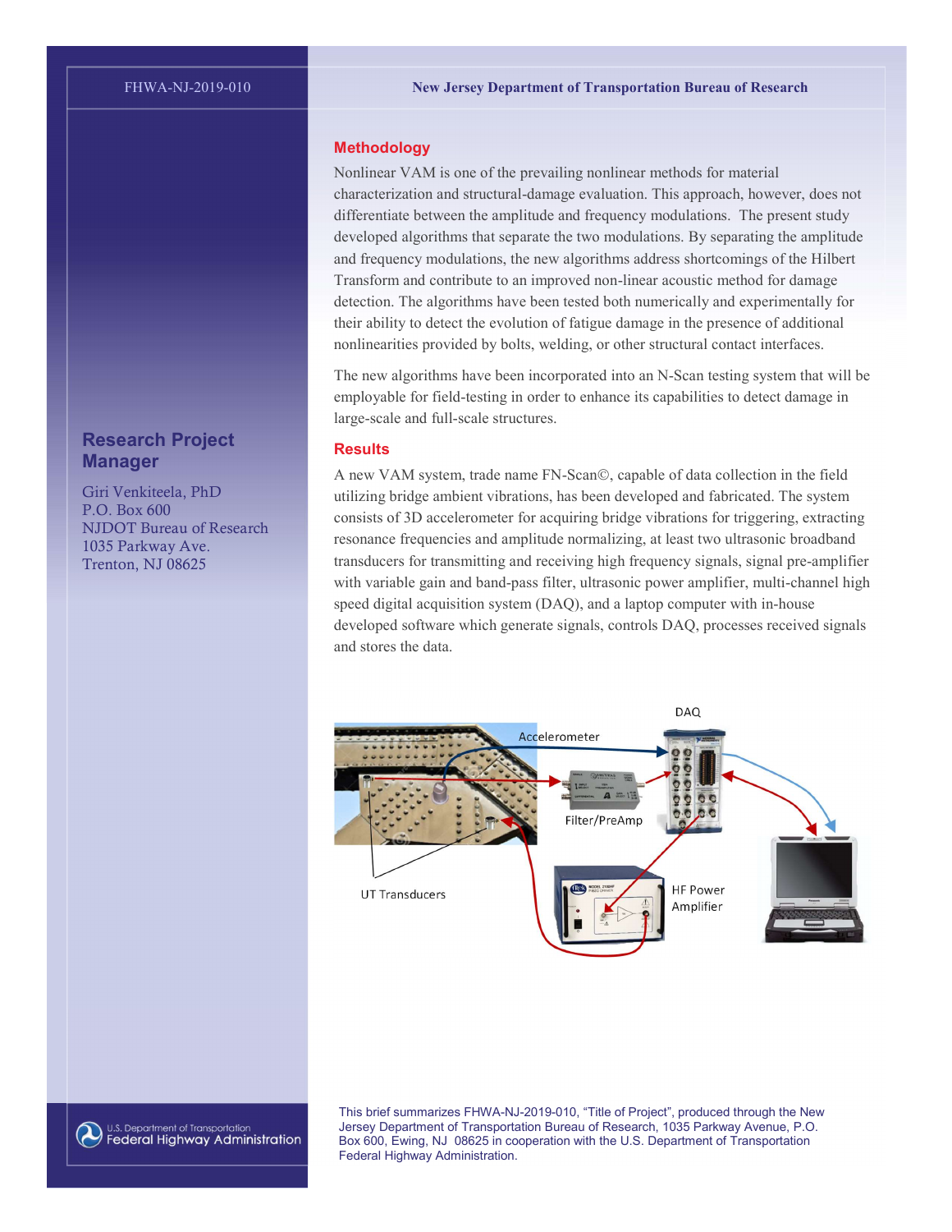## Methodology

Nonlinear VAM is one of the prevailing nonlinear methods for material characterization and structural-damage evaluation. This approach, however, does not differentiate between the amplitude and frequency modulations. The present study developed algorithms that separate the two modulations. By separating the amplitude and frequency modulations, the new algorithms address shortcomings of the Hilbert Transform and contribute to an improved non-linear acoustic method for damage detection. The algorithms have been tested both numerically and experimentally for their ability to detect the evolution of fatigue damage in the presence of additional nonlinearities provided by bolts, welding, or other structural contact interfaces.

The new algorithms have been incorporated into an N-Scan testing system that will be employable for field-testing in order to enhance its capabilities to detect damage in large-scale and full-scale structures.

## Results

A new VAM system, trade name FN-Scan©, capable of data collection in the field utilizing bridge ambient vibrations, has been developed and fabricated. The system consists of 3D accelerometer for acquiring bridge vibrations for triggering, extracting resonance frequencies and amplitude normalizing, at least two ultrasonic broadband transducers for transmitting and receiving high frequency signals, signal pre-amplifier with variable gain and band-pass filter, ultrasonic power amplifier, multi-channel high speed digital acquisition system (DAQ), and a laptop computer with in-house developed software which generate signals, controls DAQ, processes received signals and stores the data.

DAQ
Accelerometer
Filter/PreAmp
UT Transducers
HF Power Amplifier

## Research Project Manager

Giri Venkiteela, PhD
P.O. Box 600
NJDOT Bureau of Research
1035 Parkway Ave.
Trenton, NJ 08625

This brief summarizes FHWA-NJ-2019-010, "Title of Project", produced through the New Jersey Department of Transportation Bureau of Research, 1035 Parkway Avenue, P.O. Box 600, Ewing, NJ 08625 in cooperation with the U.S. Department of Transportation Federal Highway Administration.